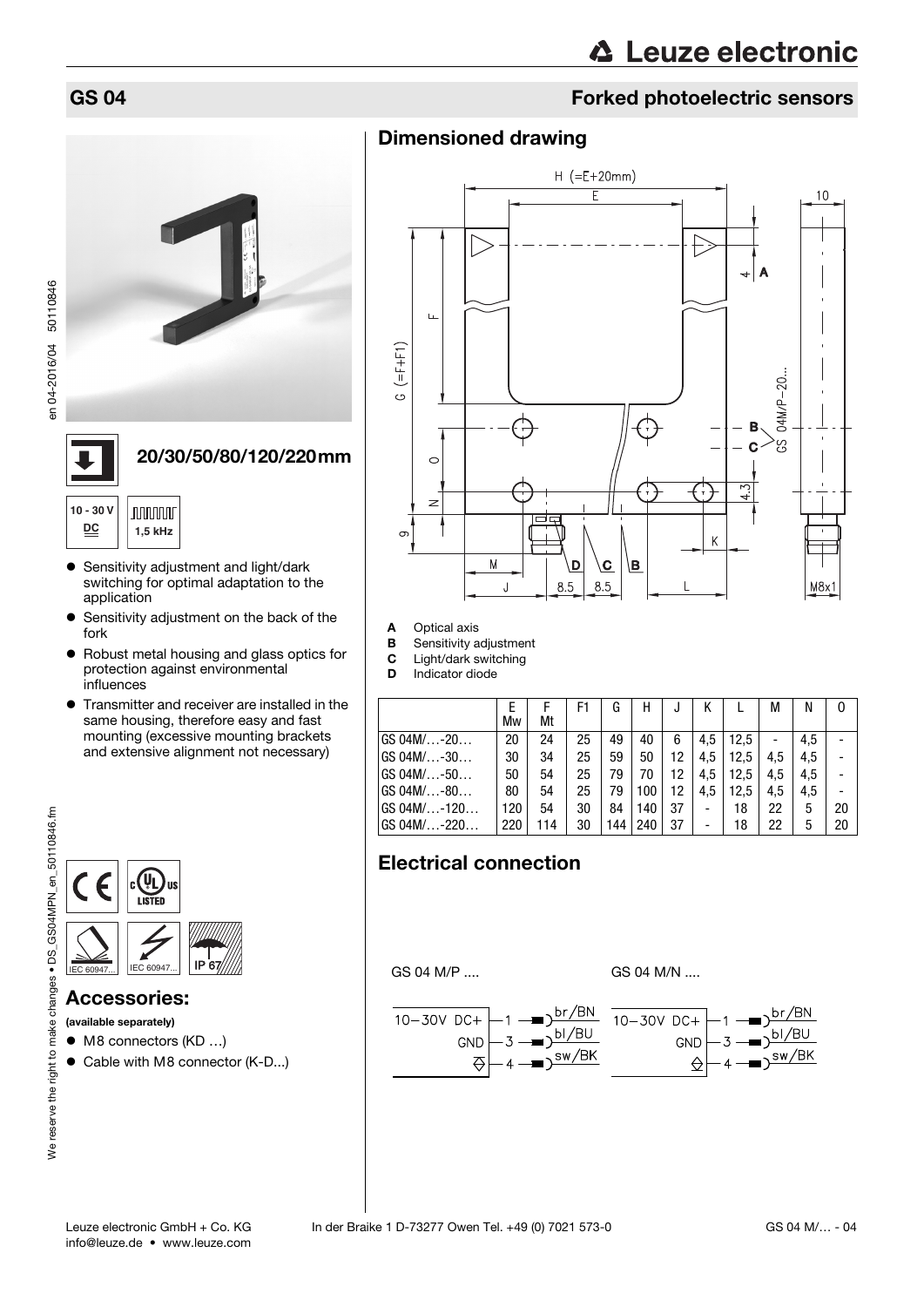# GS 04

## Forked photoelectric sensors

**20/30/50/80/120/220mm**

10 - 30 V DC

1,5 kHz

- Sensitivity adjustment and light/dark switching for optimal adaptation to the application
- Sensitivity adjustment on the back of the fork
- Robust metal housing and glass optics for protection against environmental influences
- Transmitter and receiver are installed in the same housing, therefore easy and fast mounting (excessive mounting brackets and extensive alignment not necessary)

IEC 60947... IEC 60947... IP 67

## Accessories:

**(available separately)**

- M8 connectors (KD …)
- Cable with M8 connector (K-D...)

## Dimensioned drawing

**A** Optical axis
**B** Sensitivity adjustment
**C** Light/dark switching
**D** Indicator diode

| | E Mw | F Mt | F1 | G | H | J | K | L | M | N | O |
|---|---|---|---|---|---|---|---|---|---|---|---|
| GS 04M/…-20… | 20 | 24 | 25 | 49 | 40 | 6 | 4,5 | 12,5 | - | 4,5 | - |
| GS 04M/…-30… | 30 | 34 | 25 | 59 | 50 | 12 | 4,5 | 12,5 | 4,5 | 4,5 | - |
| GS 04M/…-50… | 50 | 54 | 25 | 79 | 70 | 12 | 4,5 | 12,5 | 4,5 | 4,5 | - |
| GS 04M/…-80… | 80 | 54 | 25 | 79 | 100 | 12 | 4,5 | 12,5 | 4,5 | 4,5 | - |
| GS 04M/…-120… | 120 | 54 | 30 | 84 | 140 | 37 | - | 18 | 22 | 5 | 20 |
| GS 04M/…-220… | 220 | 114 | 30 | 144 | 240 | 37 | - | 18 | 22 | 5 | 20 |

## Electrical connection

GS 04 M/P ....

| | Pin | Wire |
|---|---|---|
| 10–30V DC+ | 1 | br/BN |
| GND | 3 | bl/BU |
| Output | 4 | sw/BK |

GS 04 M/N ....

| | Pin | Wire |
|---|---|---|
| 10–30V DC+ | 1 | br/BN |
| GND | 3 | bl/BU |
| Output | 4 | sw/BK |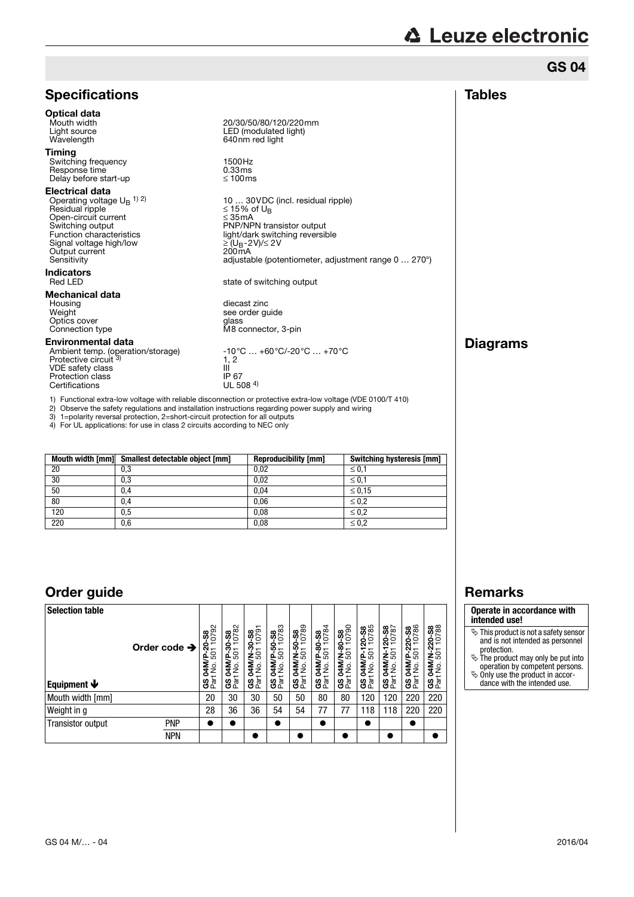# GS 04

## Specifications

**Optical data**

| | |
|---|---|
| Mouth width | 20/30/50/80/120/220mm |
| Light source | LED (modulated light) |
| Wavelength | 640nm red light |

**Timing**

| | |
|---|---|
| Switching frequency | 1500Hz |
| Response time | 0.33ms |
| Delay before start-up | ≤ 100ms |

**Electrical data**

| | |
|---|---|
| Operating voltage $U_B$ [1) 2)] | 10 … 30VDC (incl. residual ripple) |
| Residual ripple | ≤ 15% of $U_B$ |
| Open-circuit current | ≤ 35mA |
| Switching output | PNP/NPN transistor output |
| Function characteristics | light/dark switching reversible |
| Signal voltage high/low | ≥ ($U_B$-2V)/≤ 2V |
| Output current | 200mA |
| Sensitivity | adjustable (potentiometer, adjustment range 0 … 270°) |

**Indicators**

| | |
|---|---|
| Red LED | state of switching output |

**Mechanical data**

| | |
|---|---|
| Housing | diecast zinc |
| Weight | see order guide |
| Optics cover | glass |
| Connection type | M8 connector, 3-pin |

**Environmental data**

| | |
|---|---|
| Ambient temp. (operation/storage) | -10°C … +60°C/-20°C … +70°C |
| Protective circuit [3)] | 1, 2 |
| VDE safety class | III |
| Protection class | IP 67 |
| Certifications | UL 508 [4)] |

1) Functional extra-low voltage with reliable disconnection or protective extra-low voltage (VDE 0100/T 410)
2) Observe the safety regulations and installation instructions regarding power supply and wiring
3) 1=polarity reversal protection, 2=short-circuit protection for all outputs
4) For UL applications: for use in class 2 circuits according to NEC only

| Mouth width [mm] | Smallest detectable object [mm] | Reproducibility [mm] | Switching hysteresis [mm] |
|---|---|---|---|
| 20 | 0,3 | 0,02 | ≤ 0,1 |
| 30 | 0,3 | 0,02 | ≤ 0,1 |
| 50 | 0,4 | 0,04 | ≤ 0,15 |
| 80 | 0,4 | 0,06 | ≤ 0,2 |
| 120 | 0,5 | 0,08 | ≤ 0,2 |
| 220 | 0,6 | 0,08 | ≤ 0,2 |

## Tables

## Diagrams

## Order guide

| Selection table / Order code ➔ / Equipment ⬇ | | GS 04M/P-20-S8 Part No. 501 10792 | GS 04M/P-30-S8 Part No. 501 10782 | GS 04M/N-30-S8 Part No. 501 10791 | GS 04M/P-50-S8 Part No. 501 10783 | GS 04M/N-50-S8 Part No. 501 10789 | GS 04M/P-80-S8 Part No. 501 10784 | GS 04M/N-80-S8 Part No. 501 10790 | GS 04M/P-120-S8 Part No. 501 10785 | GS 04M/N-120-S8 Part No. 501 10787 | GS 04M/P-220-S8 Part No. 501 10786 | GS 04M/N-220-S8 Part No. 501 10788 |
|---|---|---|---|---|---|---|---|---|---|---|---|---|
| Mouth width [mm] | | 20 | 30 | 30 | 50 | 50 | 80 | 80 | 120 | 120 | 220 | 220 |
| Weight in g | | 28 | 36 | 36 | 54 | 54 | 77 | 77 | 118 | 118 | 220 | 220 |
| Transistor output | PNP | ● | ● | | ● | | ● | | ● | | ● | |
| | NPN | | | ● | | ● | | ● | | ● | | ● |

## Remarks

**Operate in accordance with intended use!**

- ✎ This product is not a safety sensor and is not intended as personnel protection.
- ✎ The product may only be put into operation by competent persons.
- ✎ Only use the product in accordance with the intended use.